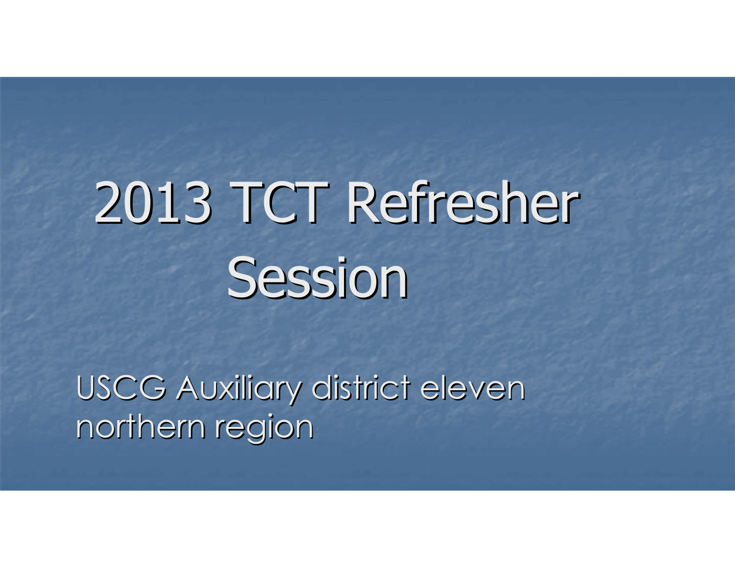# 2013 TCT Refresher Session

USCG Auxiliary district eleven northern region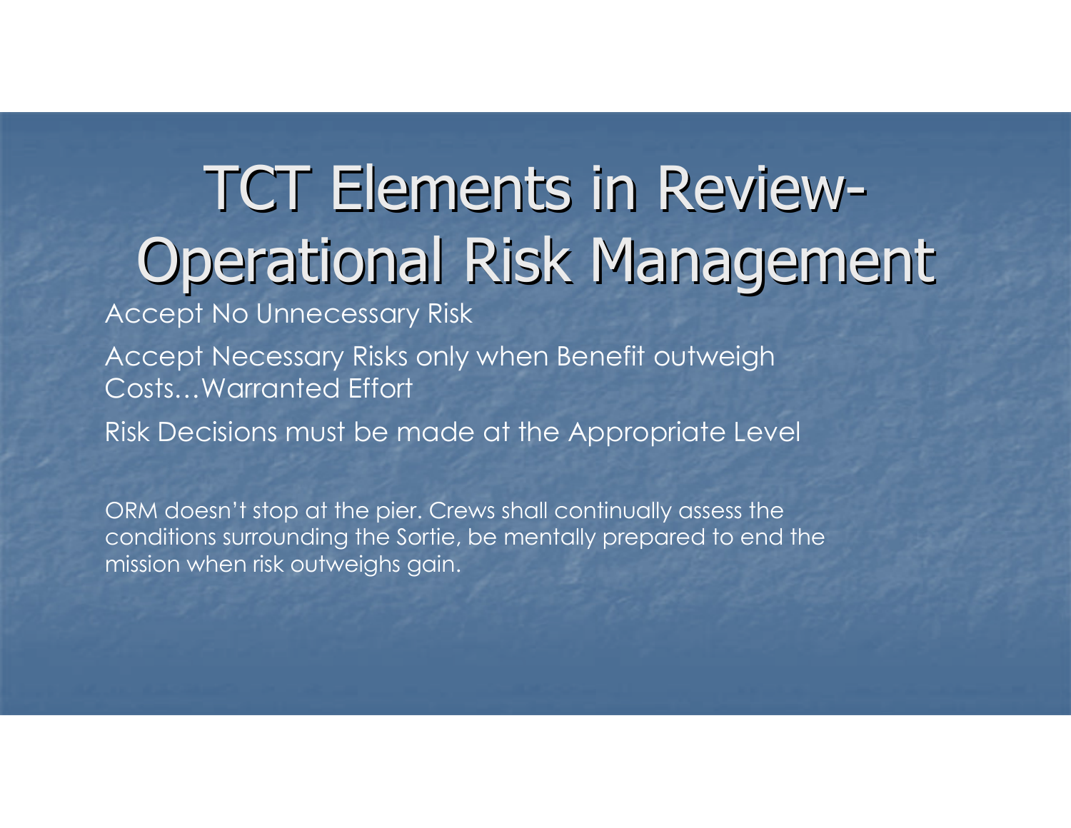# TCT Elements in Review-Operational Risk Management

- Accept No Unnecessary Risk
- Accept Necessary Risks only when Benefit outweigh Costs…Warranted Effort
- Risk Decisions must be made at the Appropriate Level

ORM doesn't stop at the pier. Crews shall continually assess the conditions surrounding the Sortie, be mentally prepared to end the mission when risk outweighs gain.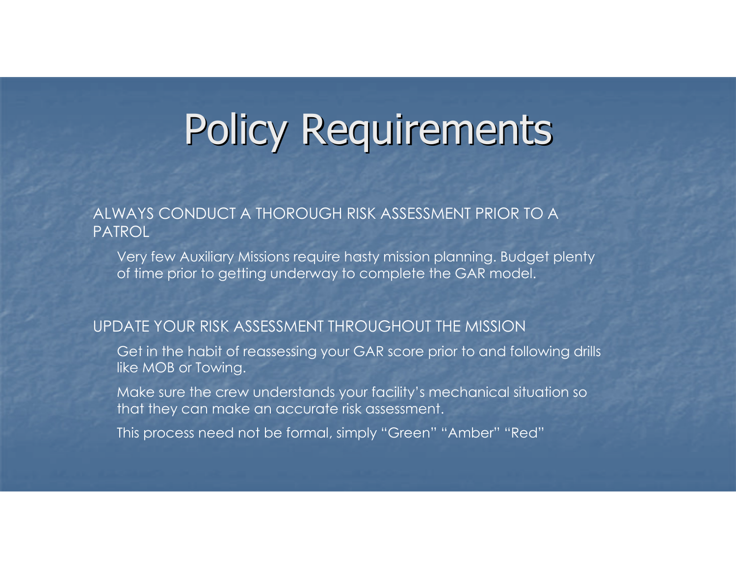# Policy Requirements

ALWAYS CONDUCT A THOROUGH RISK ASSESSMENT PRIOR TO A PATROL

- Very few Auxiliary Missions require hasty mission planning. Budget plenty of time prior to getting underway to complete the GAR model.

UPDATE YOUR RISK ASSESSMENT THROUGHOUT THE MISSION

- Get in the habit of reassessing your GAR score prior to and following drills like MOB or Towing.
- Make sure the crew understands your facility's mechanical situation so that they can make an accurate risk assessment.
- This process need not be formal, simply "Green" "Amber" "Red"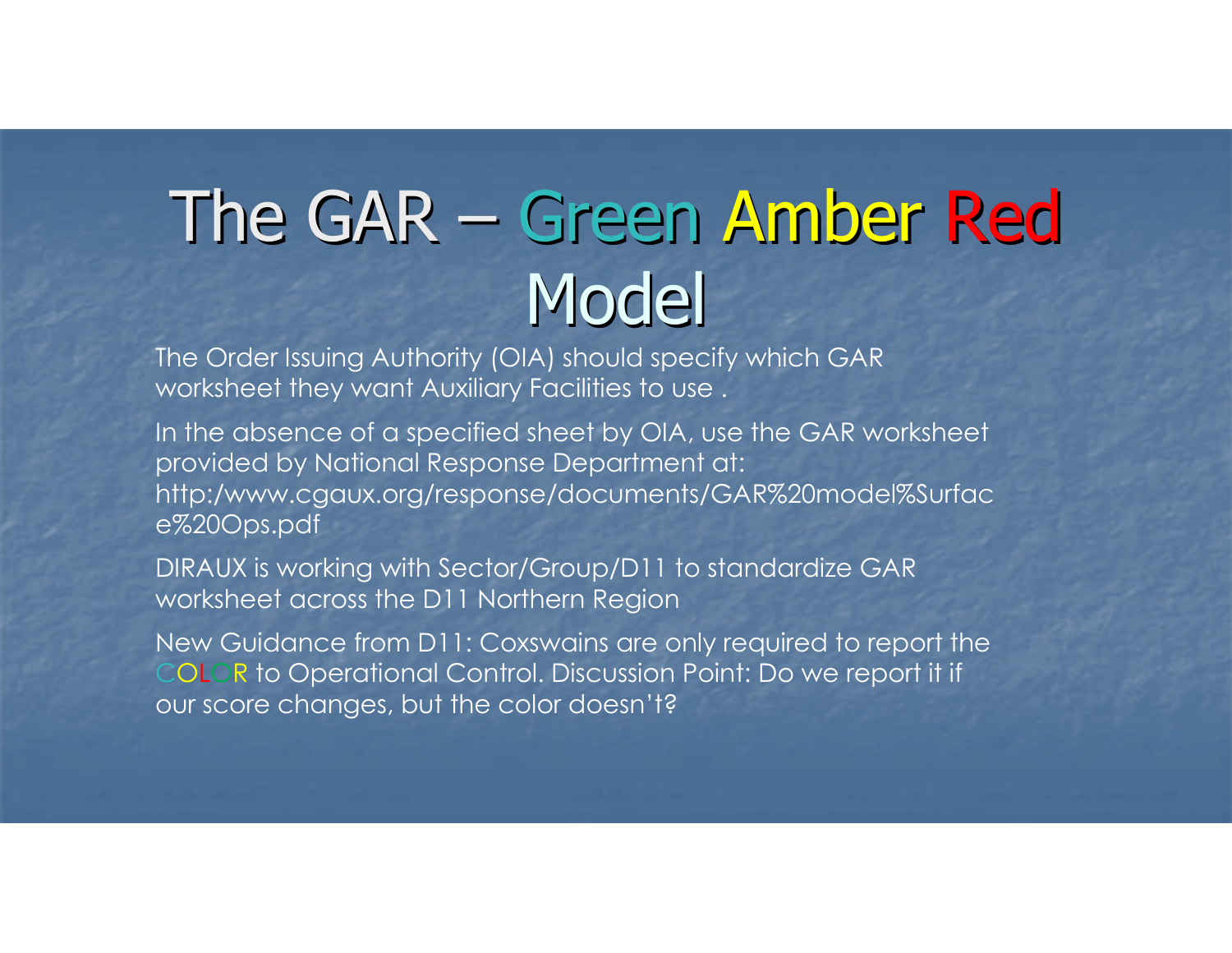# The GAR – Green Amber Red Model

The Order Issuing Authority (OIA) should specify which GAR worksheet they want Auxiliary Facilities to use .

In the absence of a specified sheet by OIA, use the GAR worksheet provided by National Response Department at: http:/www.cgaux.org/response/documents/GAR%20model%Surface%20Ops.pdf

DIRAUX is working with Sector/Group/D11 to standardize GAR worksheet across the D11 Northern Region

New Guidance from D11: Coxswains are only required to report the COLOR to Operational Control. Discussion Point: Do we report it if our score changes, but the color doesn't?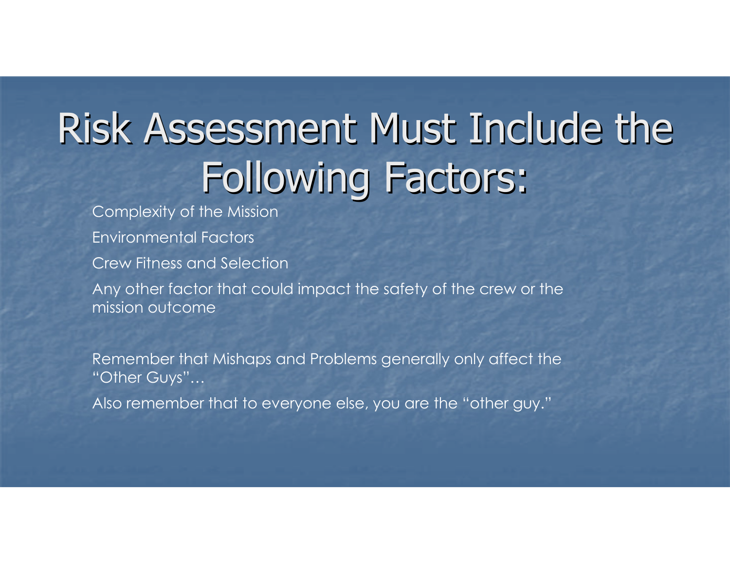# Risk Assessment Must Include the Following Factors:

- Complexity of the Mission
- Environmental Factors
- Crew Fitness and Selection
- Any other factor that could impact the safety of the crew or the mission outcome

- Remember that Mishaps and Problems generally only affect the "Other Guys"…
- Also remember that to everyone else, you are the "other guy."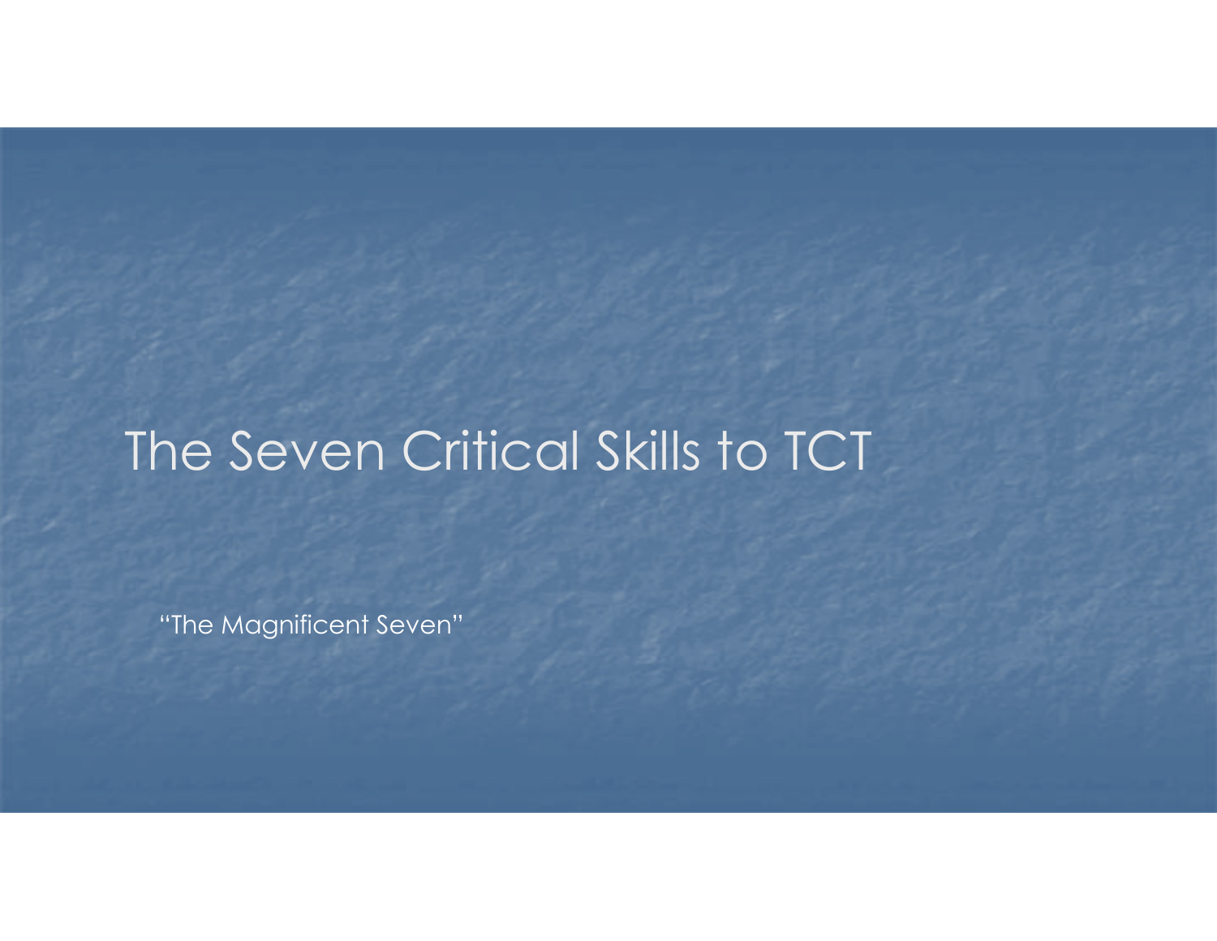# The Seven Critical Skills to TCT

"The Magnificent Seven"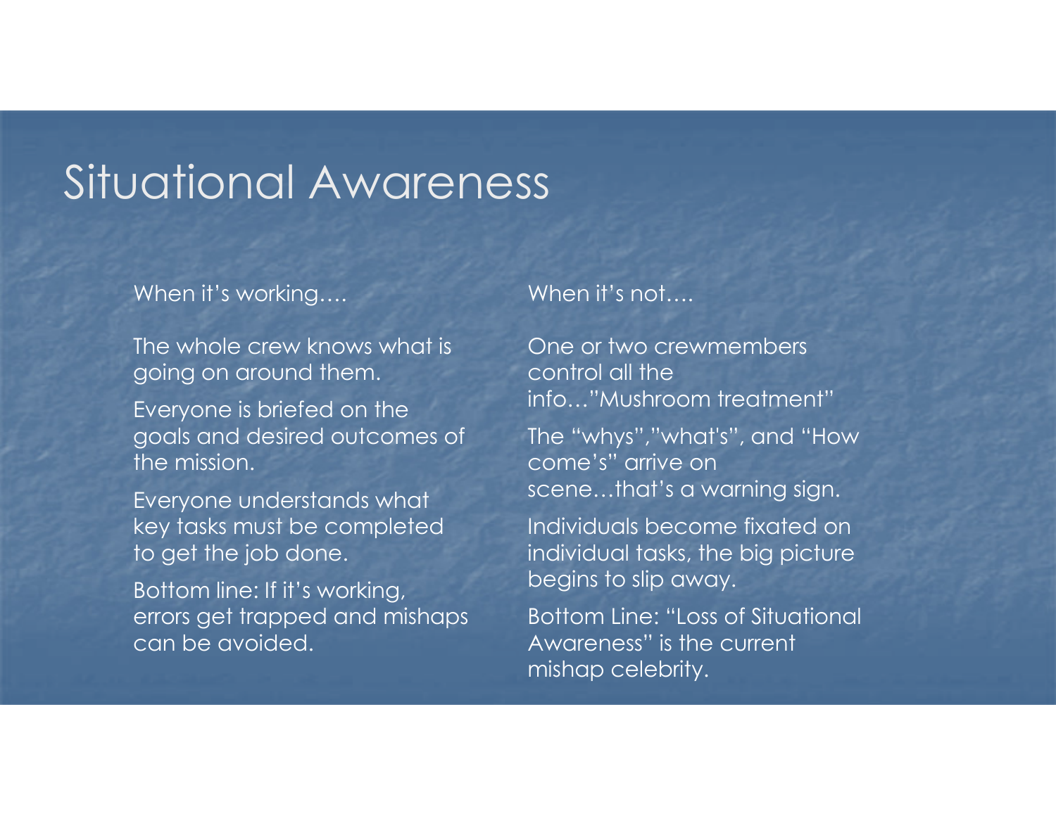# Situational Awareness

When it's working….

The whole crew knows what is going on around them.

Everyone is briefed on the goals and desired outcomes of the mission.

Everyone understands what key tasks must be completed to get the job done.

Bottom line: If it's working, errors get trapped and mishaps can be avoided.

When it's not….

One or two crewmembers control all the info…"Mushroom treatment"

The "whys","what's", and "How come's" arrive on scene…that's a warning sign.

Individuals become fixated on individual tasks, the big picture begins to slip away.

Bottom Line: "Loss of Situational Awareness" is the current mishap celebrity.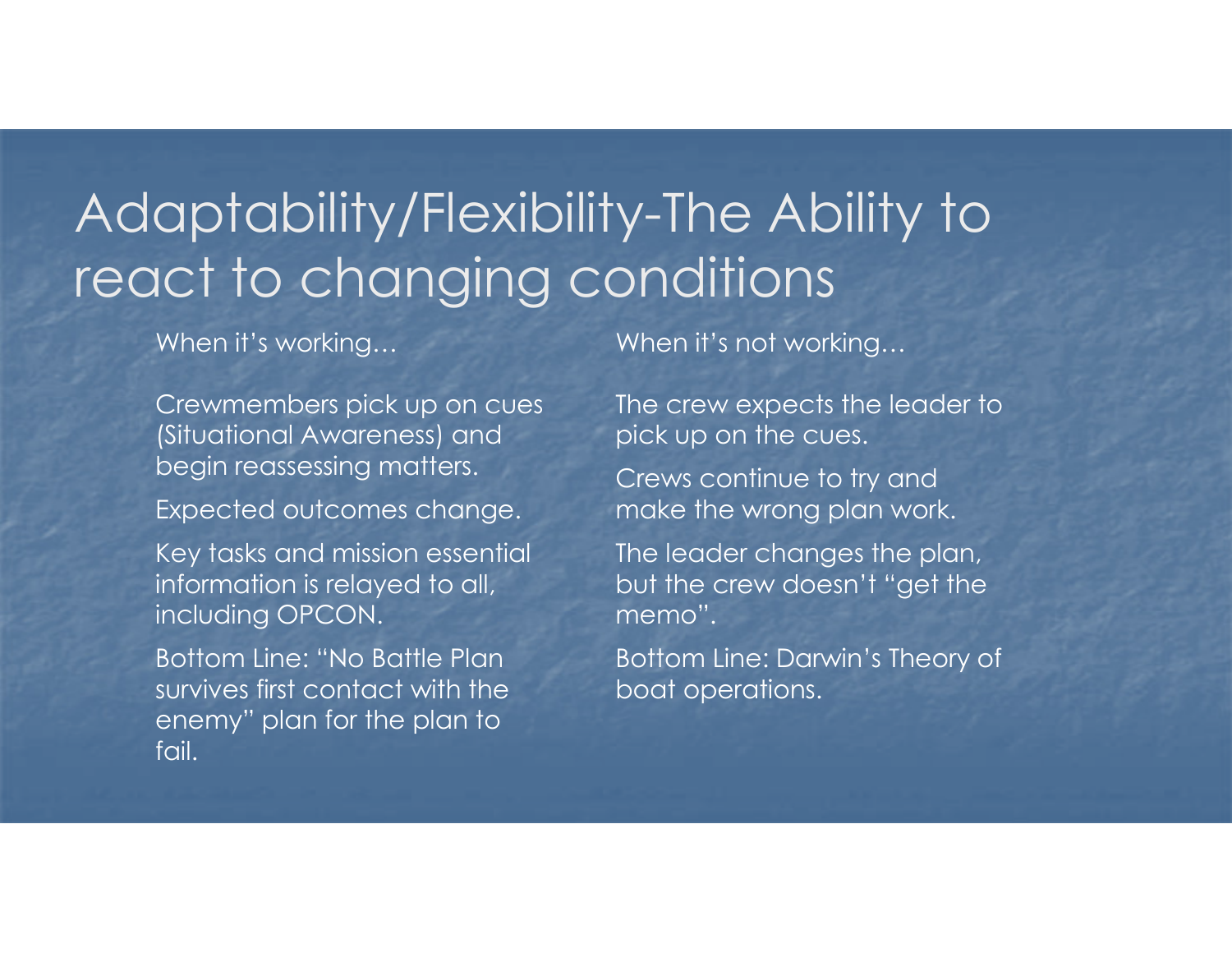# Adaptability/Flexibility-The Ability to react to changing conditions

When it's working…

- Crewmembers pick up on cues (Situational Awareness) and begin reassessing matters.
- Expected outcomes change.
- Key tasks and mission essential information is relayed to all, including OPCON.
- Bottom Line: "No Battle Plan survives first contact with the enemy" plan for the plan to fail.

When it's not working…

- The crew expects the leader to pick up on the cues.
- Crews continue to try and make the wrong plan work.
- The leader changes the plan, but the crew doesn't "get the memo".
- Bottom Line: Darwin's Theory of boat operations.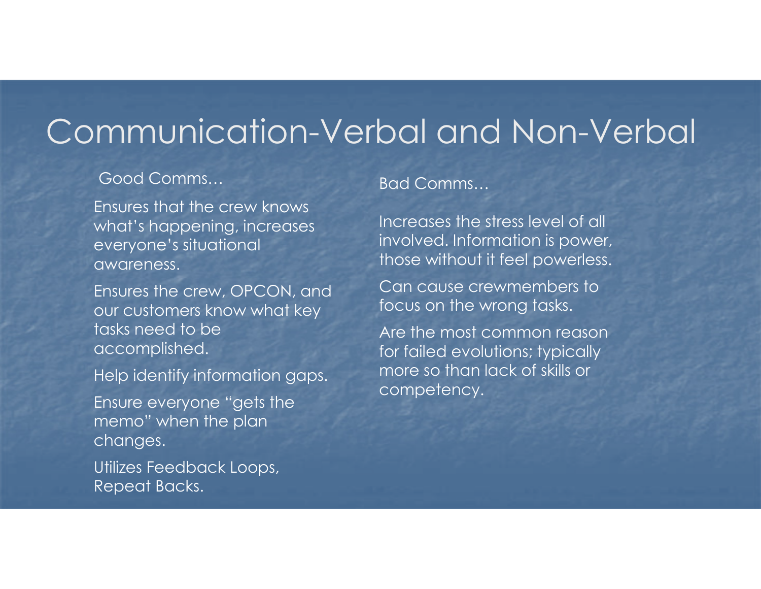# Communication-Verbal and Non-Verbal

Good Comms…

Ensures that the crew knows what's happening, increases everyone's situational awareness.

Ensures the crew, OPCON, and our customers know what key tasks need to be accomplished.

Help identify information gaps.

Ensure everyone "gets the memo" when the plan changes.

Utilizes Feedback Loops, Repeat Backs.

Bad Comms…

Increases the stress level of all involved. Information is power, those without it feel powerless.

Can cause crewmembers to focus on the wrong tasks.

Are the most common reason for failed evolutions; typically more so than lack of skills or competency.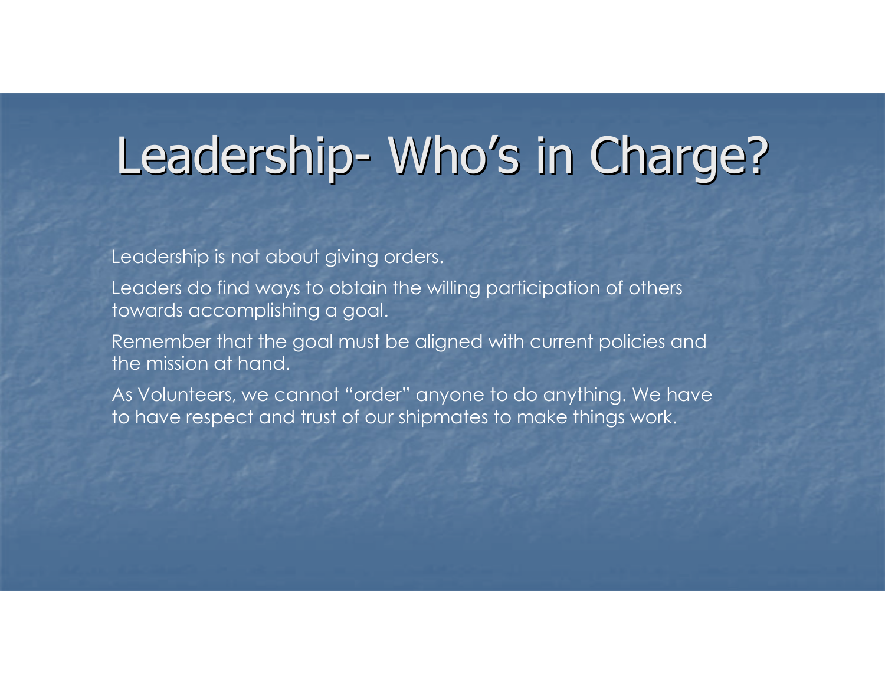# Leadership- Who's in Charge?

Leadership is not about giving orders.

Leaders do find ways to obtain the willing participation of others towards accomplishing a goal.

Remember that the goal must be aligned with current policies and the mission at hand.

As Volunteers, we cannot "order" anyone to do anything. We have to have respect and trust of our shipmates to make things work.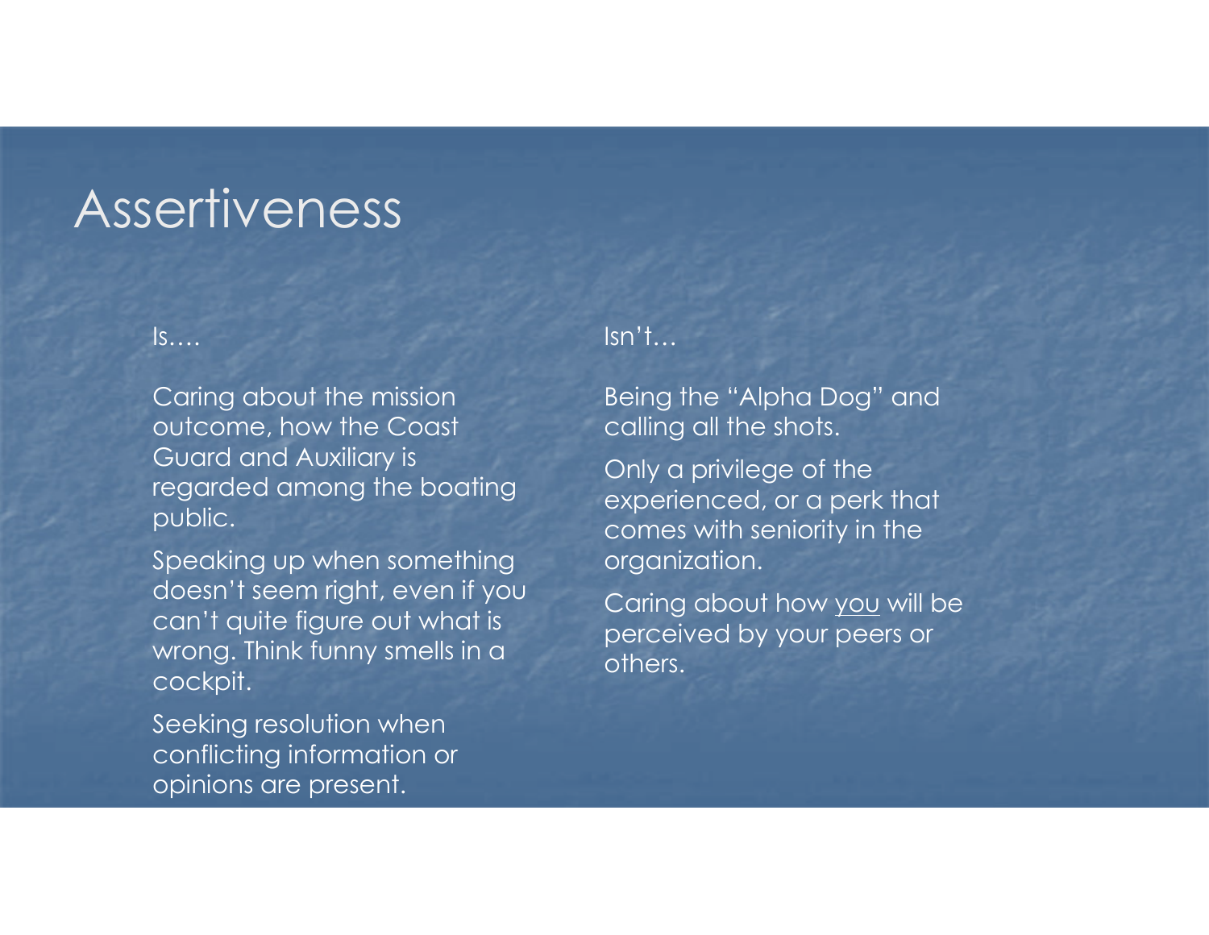# Assertiveness

Is….

- Caring about the mission outcome, how the Coast Guard and Auxiliary is regarded among the boating public.
- Speaking up when something doesn't seem right, even if you can't quite figure out what is wrong. Think funny smells in a cockpit.
- Seeking resolution when conflicting information or opinions are present.

Isn't…

- Being the "Alpha Dog" and calling all the shots.
- Only a privilege of the experienced, or a perk that comes with seniority in the organization.
- Caring about how <u>you</u> will be perceived by your peers or others.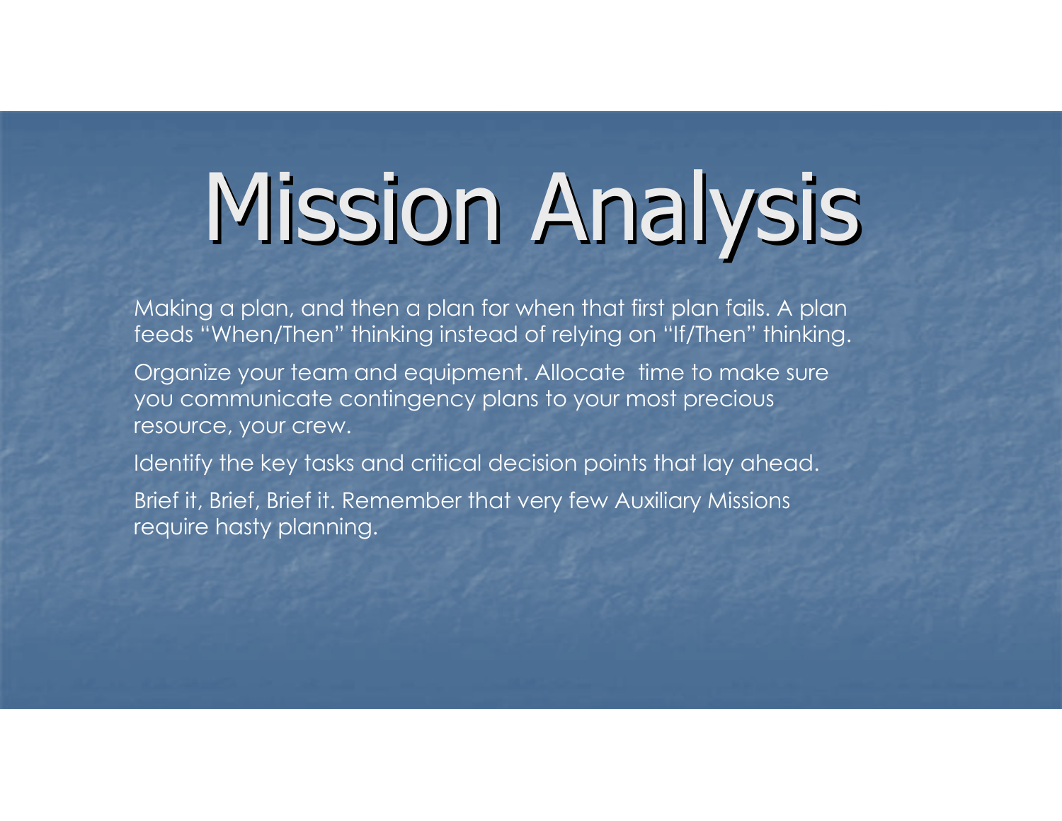# Mission Analysis

Making a plan, and then a plan for when that first plan fails. A plan feeds "When/Then" thinking instead of relying on "If/Then" thinking.

Organize your team and equipment. Allocate time to make sure you communicate contingency plans to your most precious resource, your crew.

Identify the key tasks and critical decision points that lay ahead.

Brief it, Brief, Brief it. Remember that very few Auxiliary Missions require hasty planning.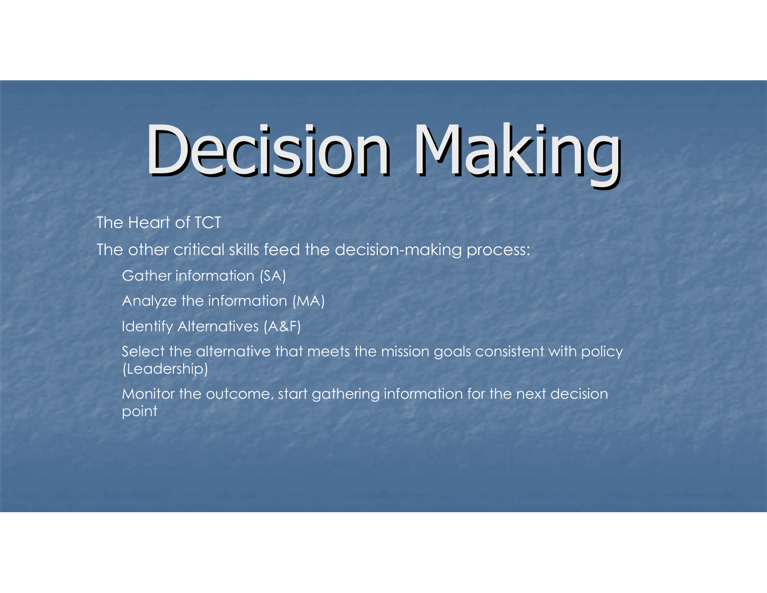# Decision Making

- The Heart of TCT
- The other critical skills feed the decision-making process:
  - Gather information (SA)
  - Analyze the information (MA)
  - Identify Alternatives (A&F)
  - Select the alternative that meets the mission goals consistent with policy (Leadership)
  - Monitor the outcome, start gathering information for the next decision point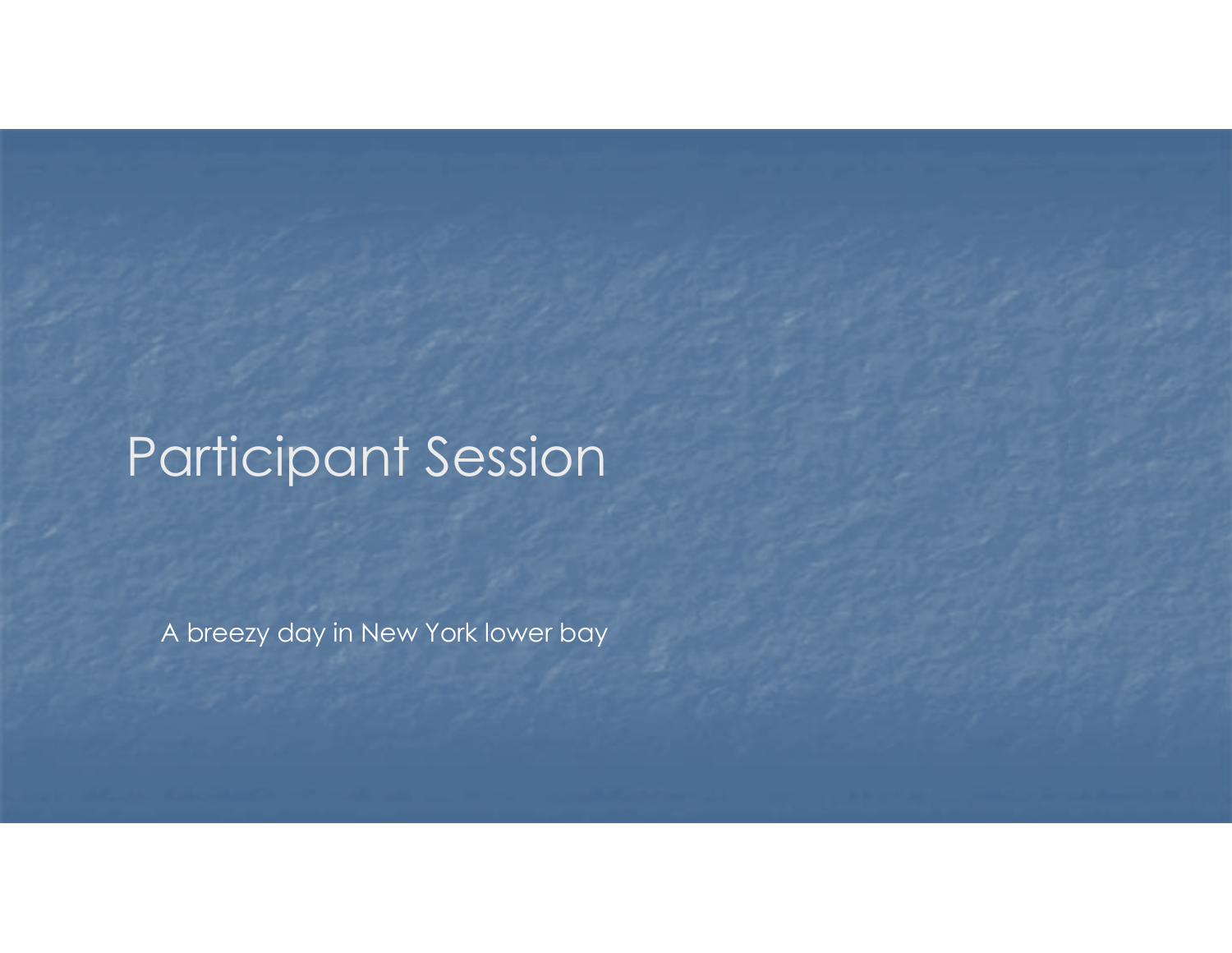# Participant Session

A breezy day in New York lower bay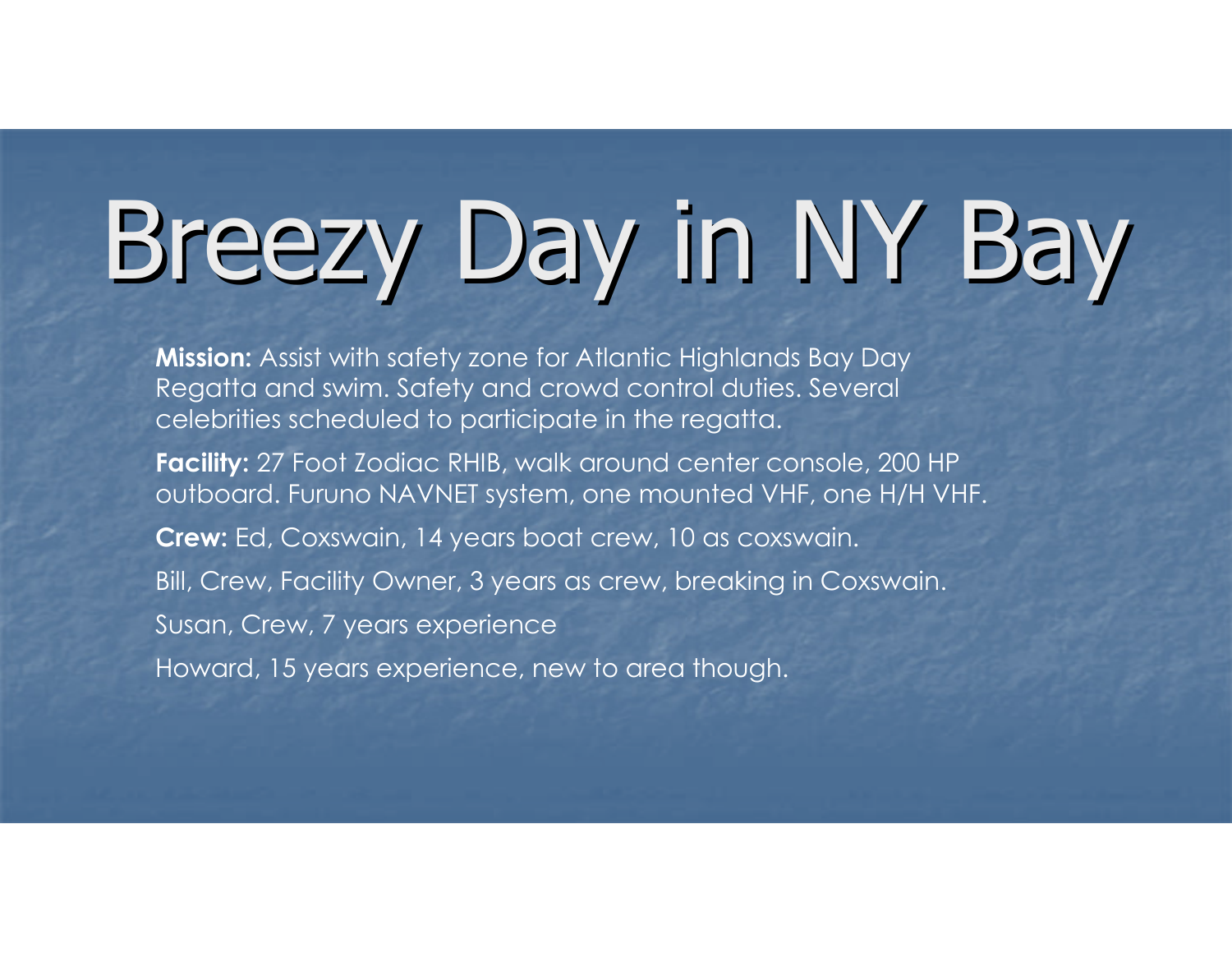# Breezy Day in NY Bay

**Mission:** Assist with safety zone for Atlantic Highlands Bay Day Regatta and swim. Safety and crowd control duties. Several celebrities scheduled to participate in the regatta.

**Facility:** 27 Foot Zodiac RHIB, walk around center console, 200 HP outboard. Furuno NAVNET system, one mounted VHF, one H/H VHF.

**Crew:** Ed, Coxswain, 14 years boat crew, 10 as coxswain.

Bill, Crew, Facility Owner, 3 years as crew, breaking in Coxswain.

Susan, Crew, 7 years experience

Howard, 15 years experience, new to area though.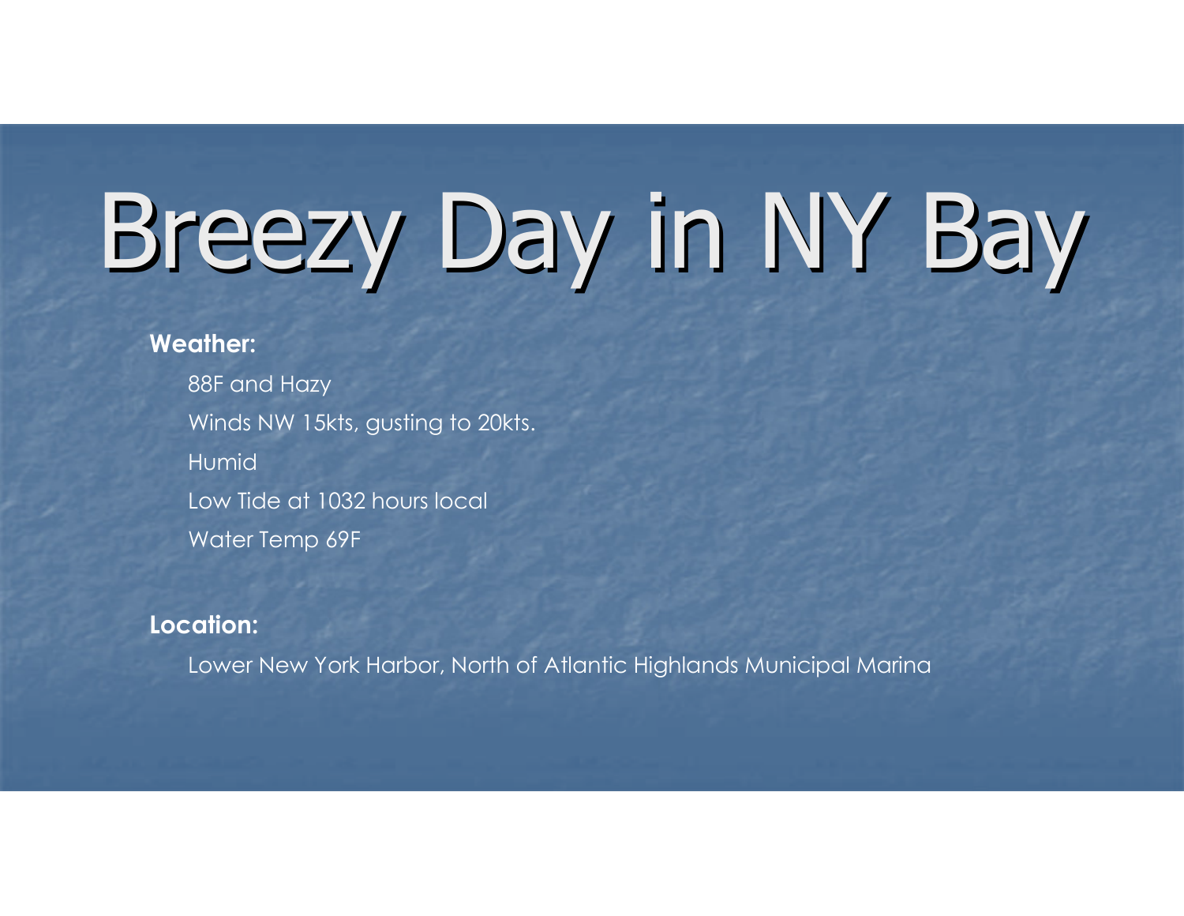# Breezy Day in NY Bay

**Weather:**

- 88F and Hazy
- Winds NW 15kts, gusting to 20kts.
- Humid
- Low Tide at 1032 hours local
- Water Temp 69F

**Location:**

- Lower New York Harbor, North of Atlantic Highlands Municipal Marina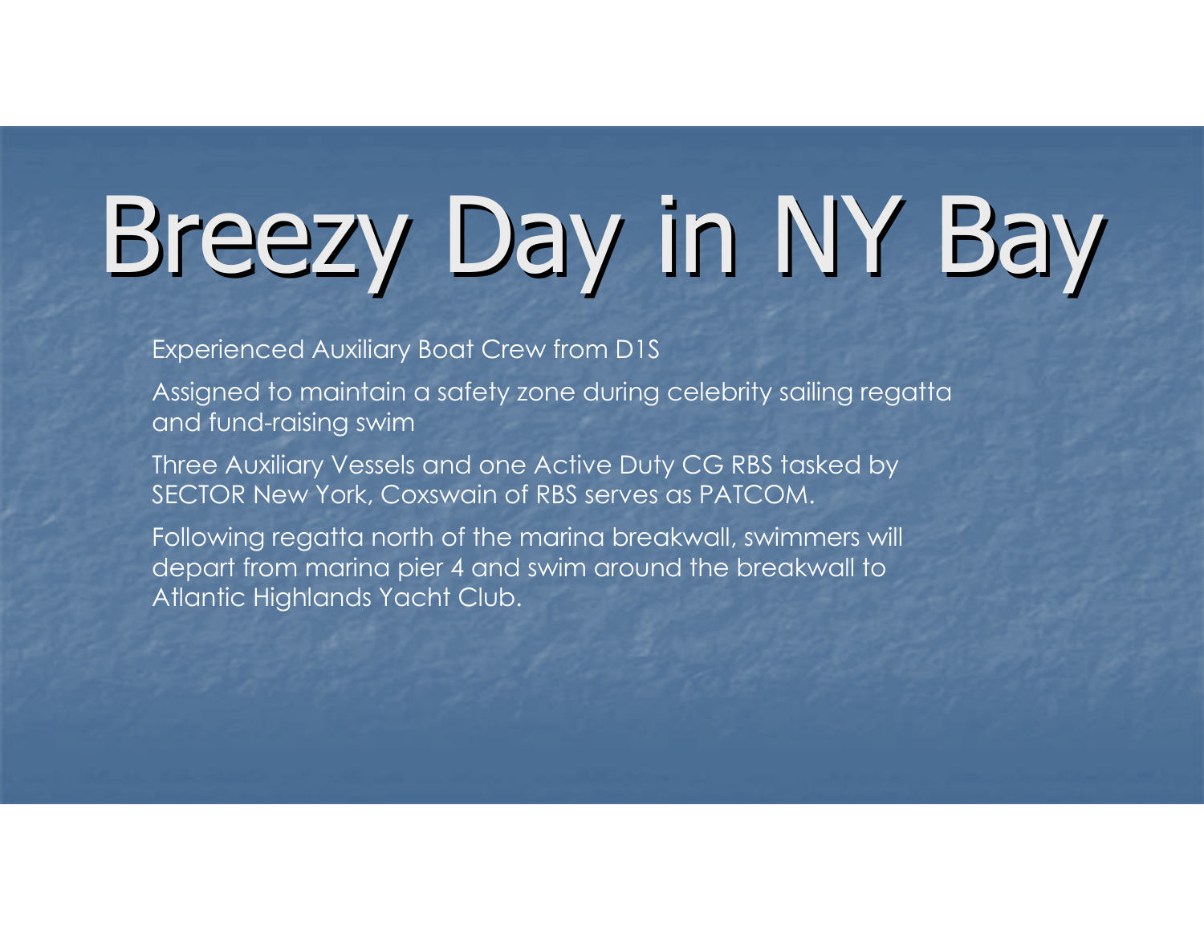# Breezy Day in NY Bay

- Experienced Auxiliary Boat Crew from D1S
- Assigned to maintain a safety zone during celebrity sailing regatta and fund-raising swim
- Three Auxiliary Vessels and one Active Duty CG RBS tasked by SECTOR New York, Coxswain of RBS serves as PATCOM.
- Following regatta north of the marina breakwall, swimmers will depart from marina pier 4 and swim around the breakwall to Atlantic Highlands Yacht Club.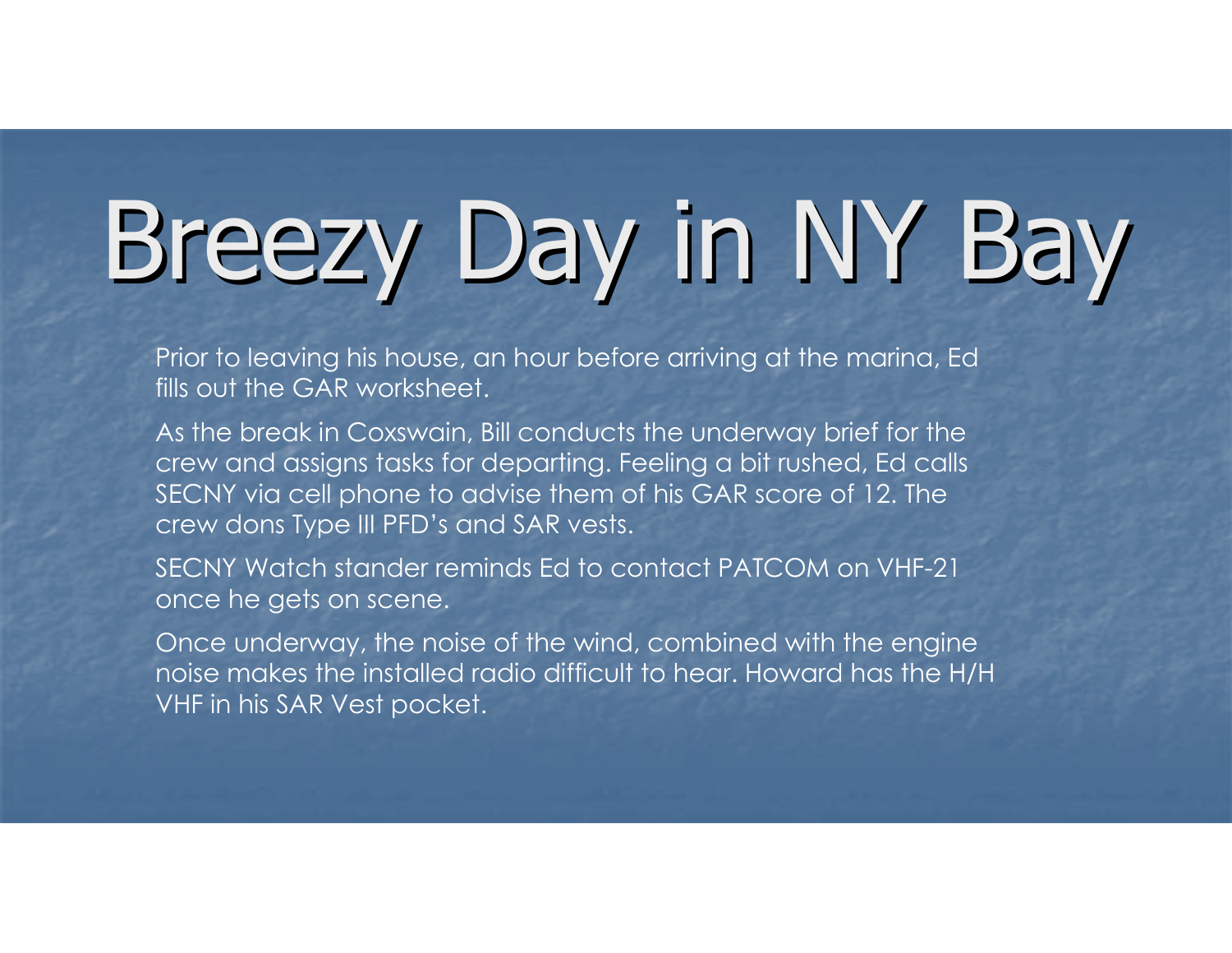# Breezy Day in NY Bay

Prior to leaving his house, an hour before arriving at the marina, Ed fills out the GAR worksheet.

As the break in Coxswain, Bill conducts the underway brief for the crew and assigns tasks for departing. Feeling a bit rushed, Ed calls SECNY via cell phone to advise them of his GAR score of 12. The crew dons Type III PFD's and SAR vests.

SECNY Watch stander reminds Ed to contact PATCOM on VHF-21 once he gets on scene.

Once underway, the noise of the wind, combined with the engine noise makes the installed radio difficult to hear. Howard has the H/H VHF in his SAR Vest pocket.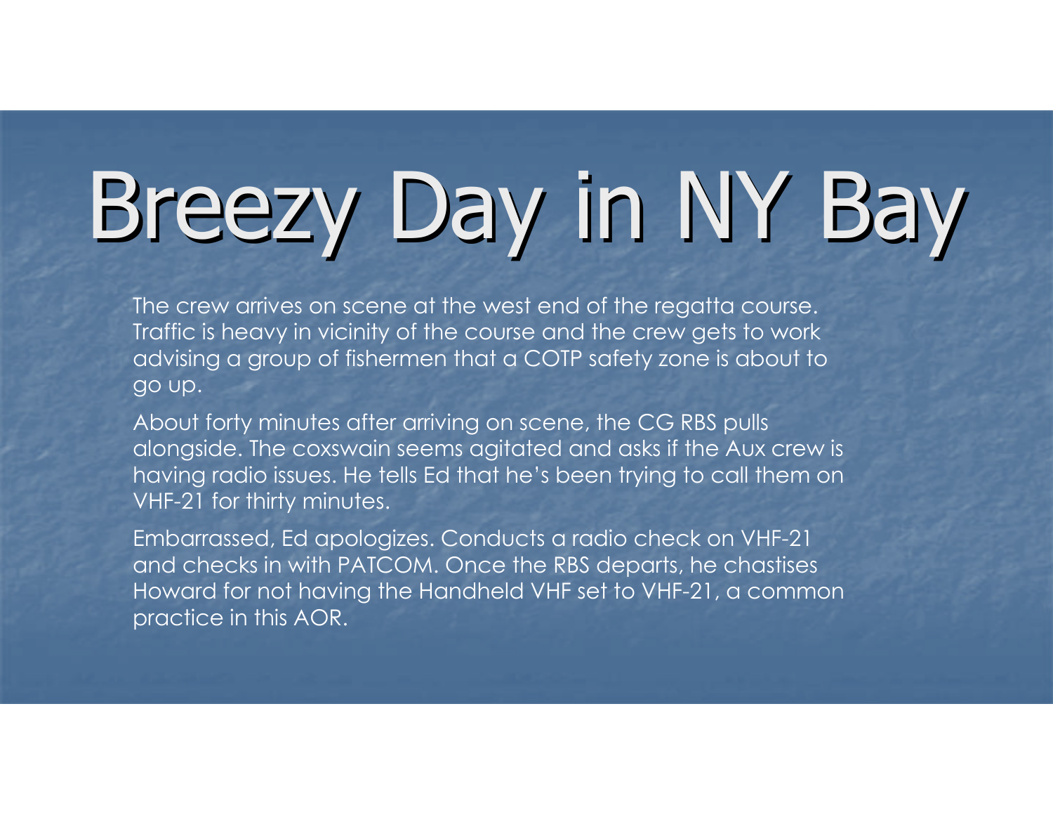# Breezy Day in NY Bay

The crew arrives on scene at the west end of the regatta course. Traffic is heavy in vicinity of the course and the crew gets to work advising a group of fishermen that a COTP safety zone is about to go up.

About forty minutes after arriving on scene, the CG RBS pulls alongside. The coxswain seems agitated and asks if the Aux crew is having radio issues. He tells Ed that he's been trying to call them on VHF-21 for thirty minutes.

Embarrassed, Ed apologizes. Conducts a radio check on VHF-21 and checks in with PATCOM. Once the RBS departs, he chastises Howard for not having the Handheld VHF set to VHF-21, a common practice in this AOR.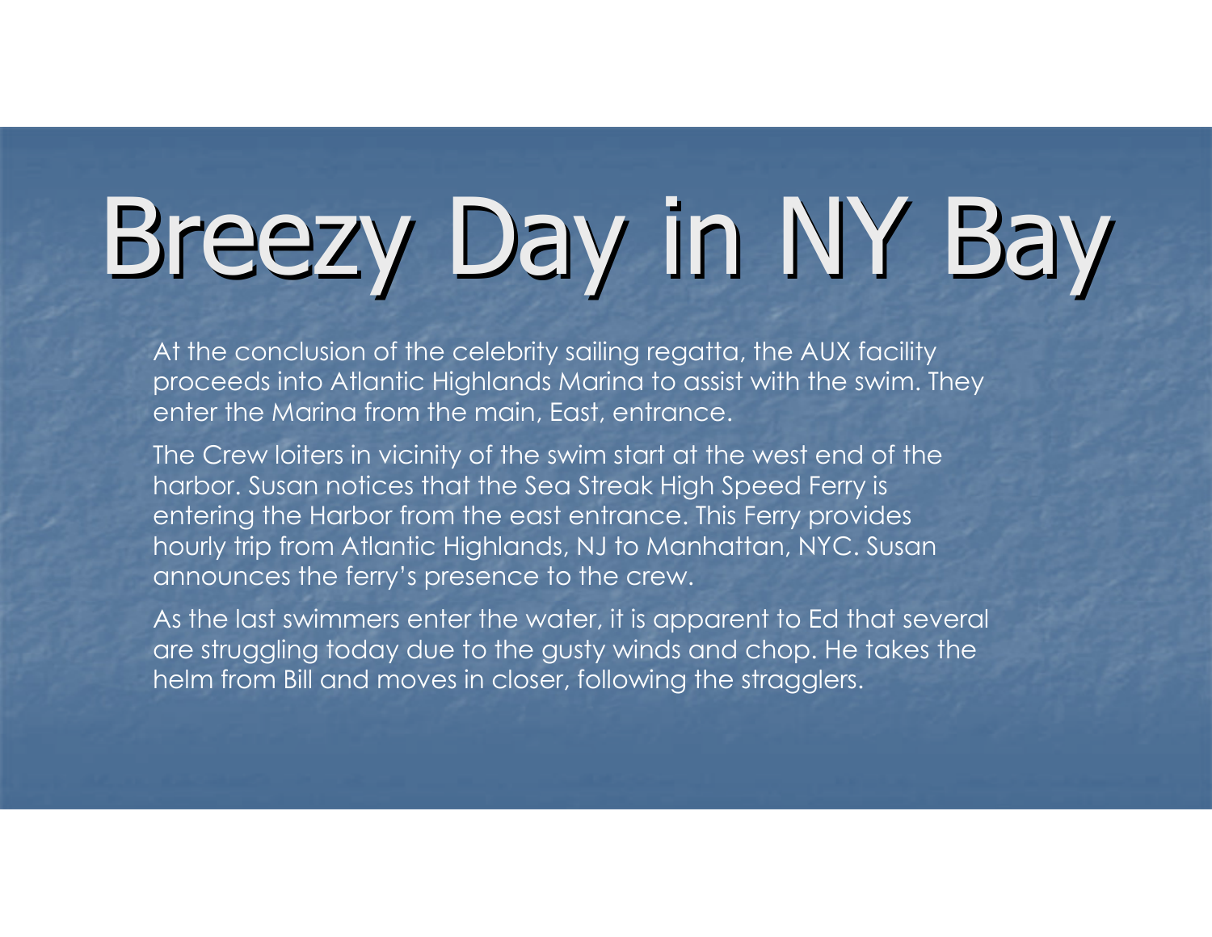# Breezy Day in NY Bay

At the conclusion of the celebrity sailing regatta, the AUX facility proceeds into Atlantic Highlands Marina to assist with the swim. They enter the Marina from the main, East, entrance.

The Crew loiters in vicinity of the swim start at the west end of the harbor. Susan notices that the Sea Streak High Speed Ferry is entering the Harbor from the east entrance. This Ferry provides hourly trip from Atlantic Highlands, NJ to Manhattan, NYC. Susan announces the ferry's presence to the crew.

As the last swimmers enter the water, it is apparent to Ed that several are struggling today due to the gusty winds and chop. He takes the helm from Bill and moves in closer, following the stragglers.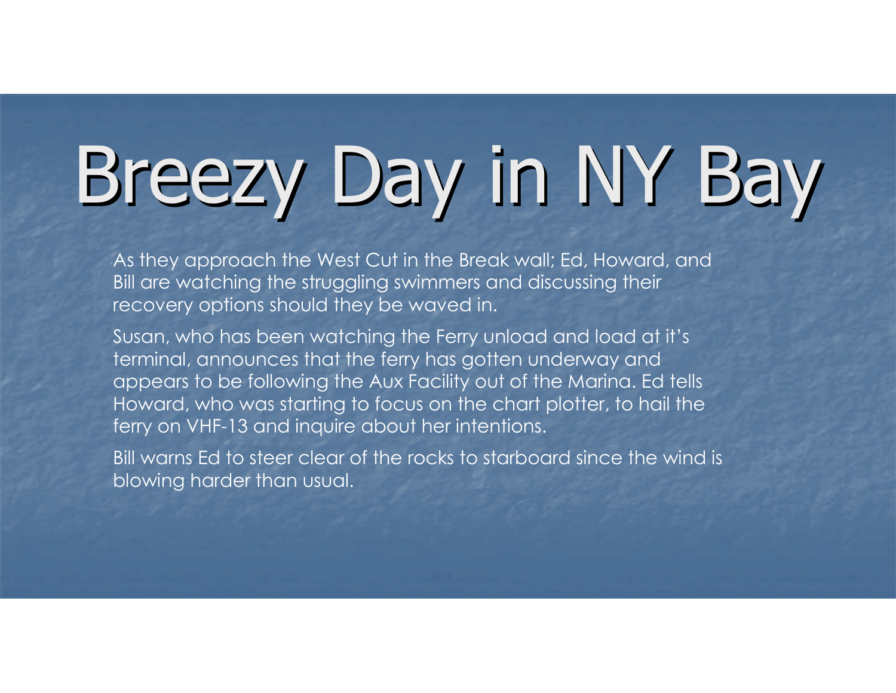# Breezy Day in NY Bay

As they approach the West Cut in the Break wall; Ed, Howard, and Bill are watching the struggling swimmers and discussing their recovery options should they be waved in.

Susan, who has been watching the Ferry unload and load at it's terminal, announces that the ferry has gotten underway and appears to be following the Aux Facility out of the Marina. Ed tells Howard, who was starting to focus on the chart plotter, to hail the ferry on VHF-13 and inquire about her intentions.

Bill warns Ed to steer clear of the rocks to starboard since the wind is blowing harder than usual.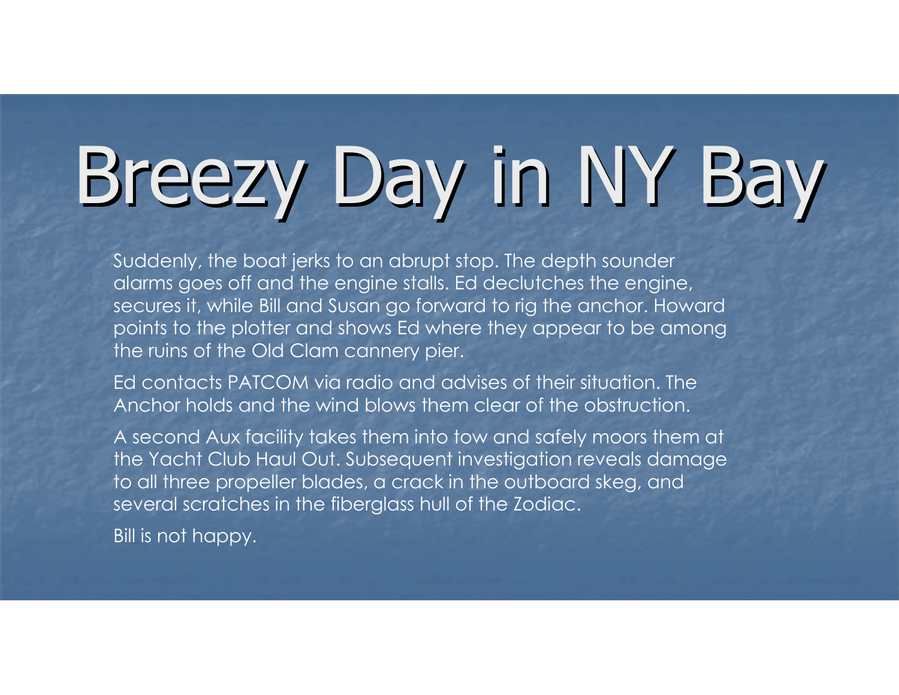# Breezy Day in NY Bay

Suddenly, the boat jerks to an abrupt stop. The depth sounder alarms goes off and the engine stalls. Ed declutches the engine, secures it, while Bill and Susan go forward to rig the anchor. Howard points to the plotter and shows Ed where they appear to be among the ruins of the Old Clam cannery pier.

Ed contacts PATCOM via radio and advises of their situation. The Anchor holds and the wind blows them clear of the obstruction.

A second Aux facility takes them into tow and safely moors them at the Yacht Club Haul Out. Subsequent investigation reveals damage to all three propeller blades, a crack in the outboard skeg, and several scratches in the fiberglass hull of the Zodiac.

Bill is not happy.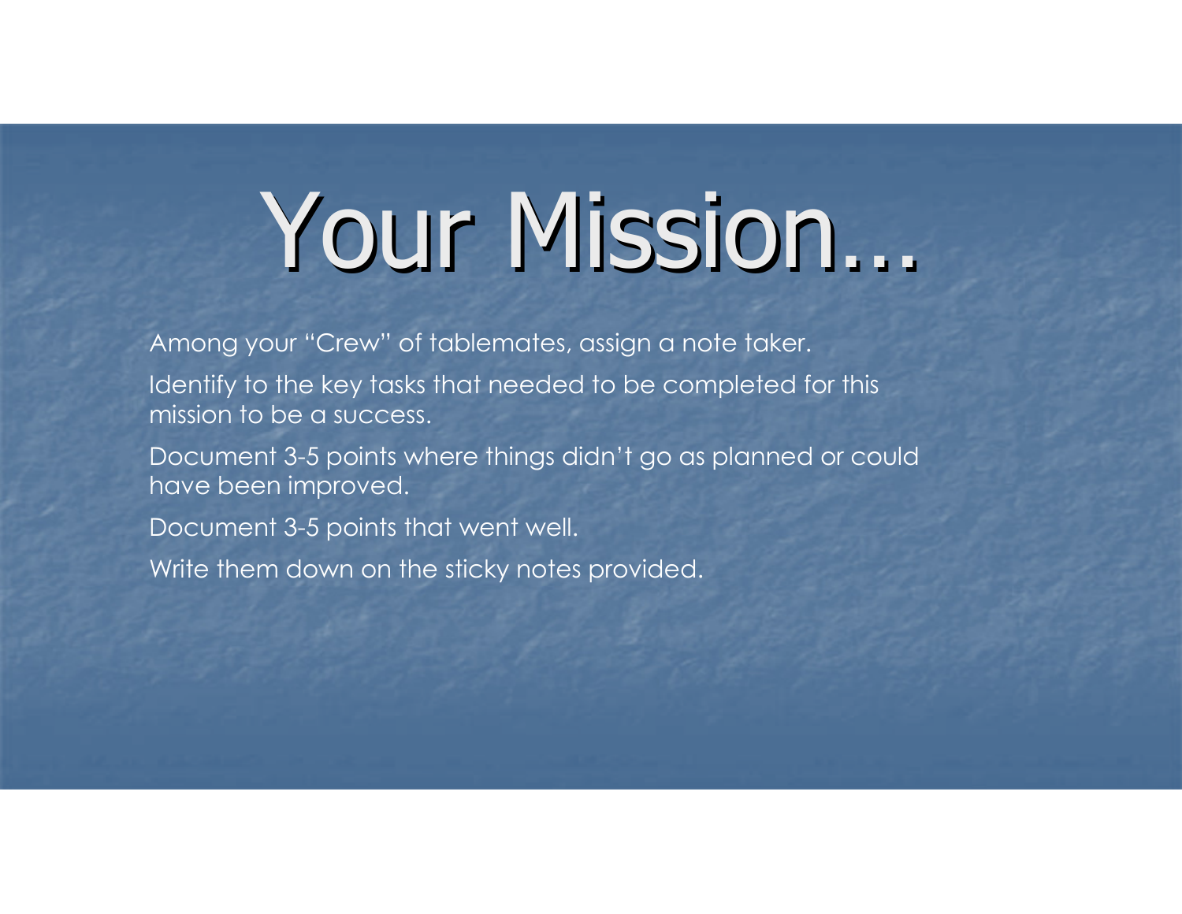# Your Mission…

- Among your "Crew" of tablemates, assign a note taker.
- Identify to the key tasks that needed to be completed for this mission to be a success.
- Document 3-5 points where things didn't go as planned or could have been improved.
- Document 3-5 points that went well.
- Write them down on the sticky notes provided.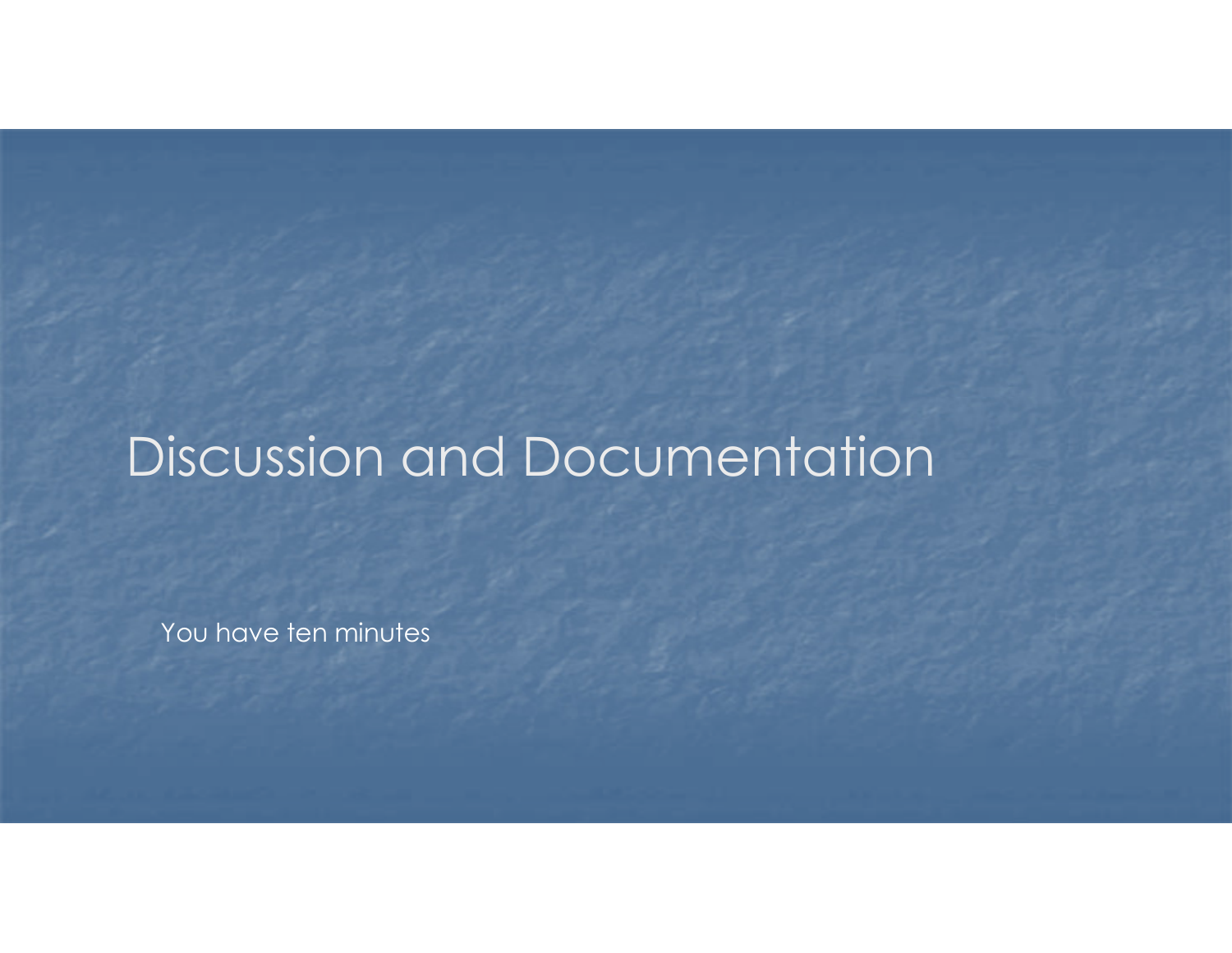# Discussion and Documentation

You have ten minutes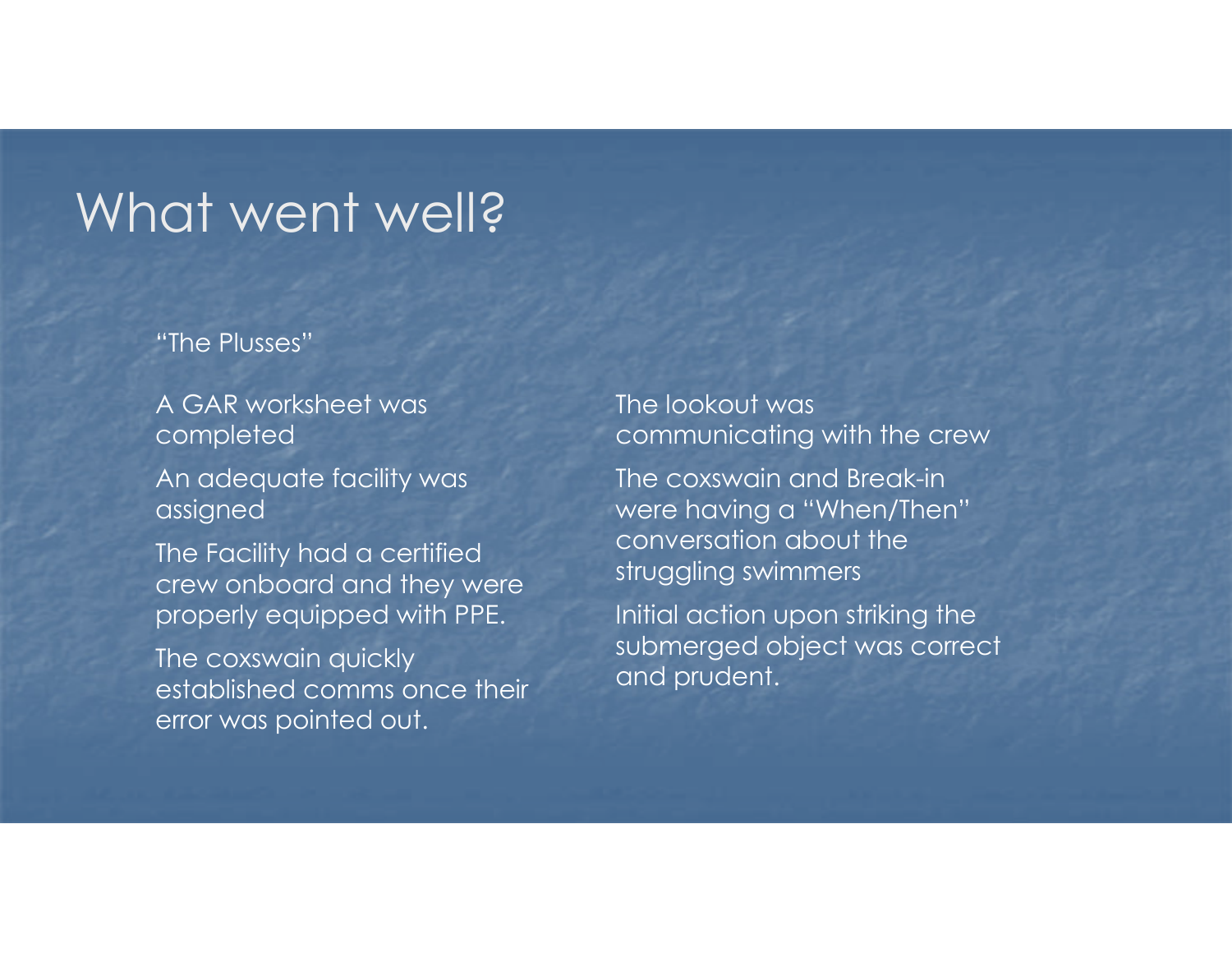# What went well?

"The Plusses"

- A GAR worksheet was completed
- An adequate facility was assigned
- The Facility had a certified crew onboard and they were properly equipped with PPE.
- The coxswain quickly established comms once their error was pointed out.
- The lookout was communicating with the crew
- The coxswain and Break-in were having a "When/Then" conversation about the struggling swimmers
- Initial action upon striking the submerged object was correct and prudent.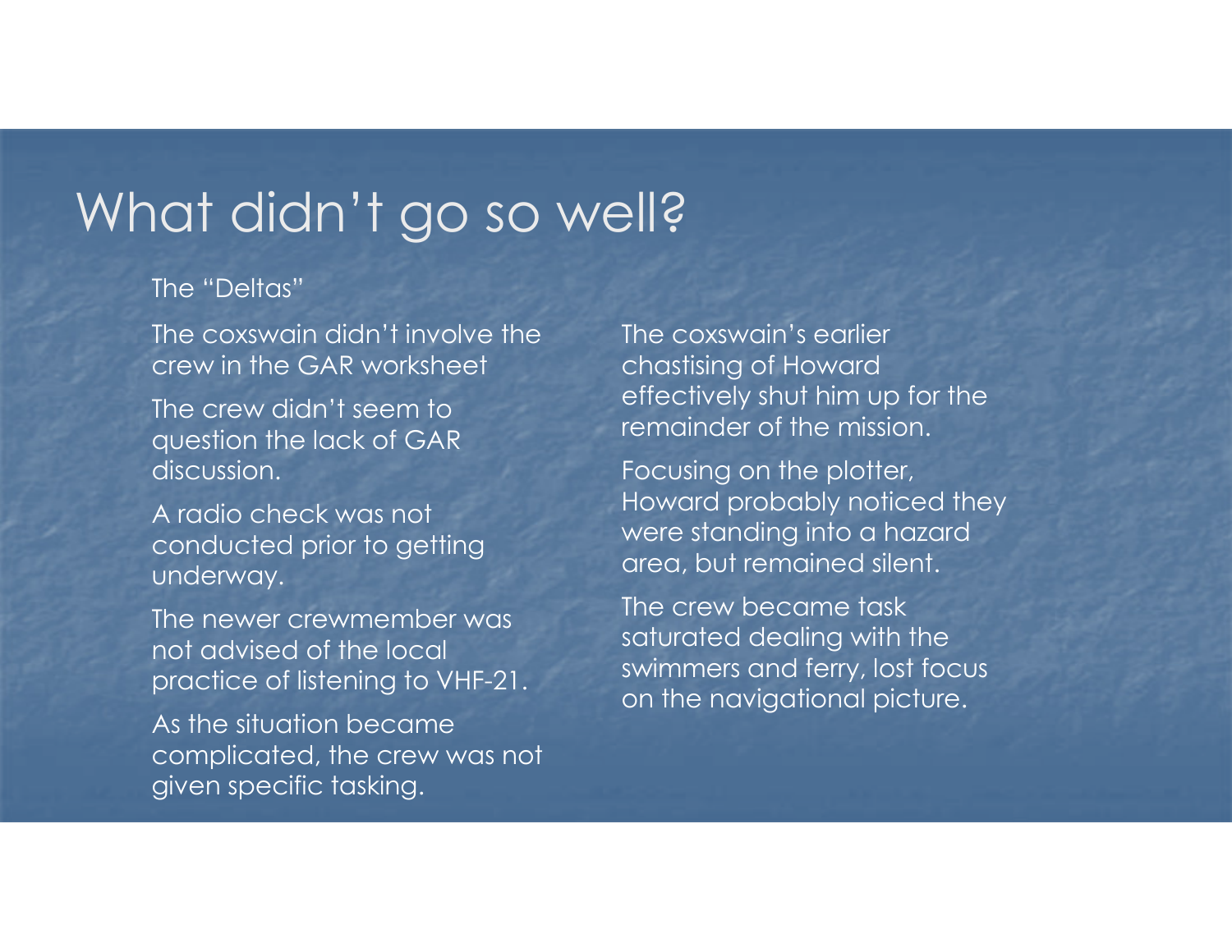# What didn't go so well?

The "Deltas"

The coxswain didn't involve the crew in the GAR worksheet

The crew didn't seem to question the lack of GAR discussion.

A radio check was not conducted prior to getting underway.

The newer crewmember was not advised of the local practice of listening to VHF-21.

As the situation became complicated, the crew was not given specific tasking.

The coxswain's earlier chastising of Howard effectively shut him up for the remainder of the mission.

Focusing on the plotter, Howard probably noticed they were standing into a hazard area, but remained silent.

The crew became task saturated dealing with the swimmers and ferry, lost focus on the navigational picture.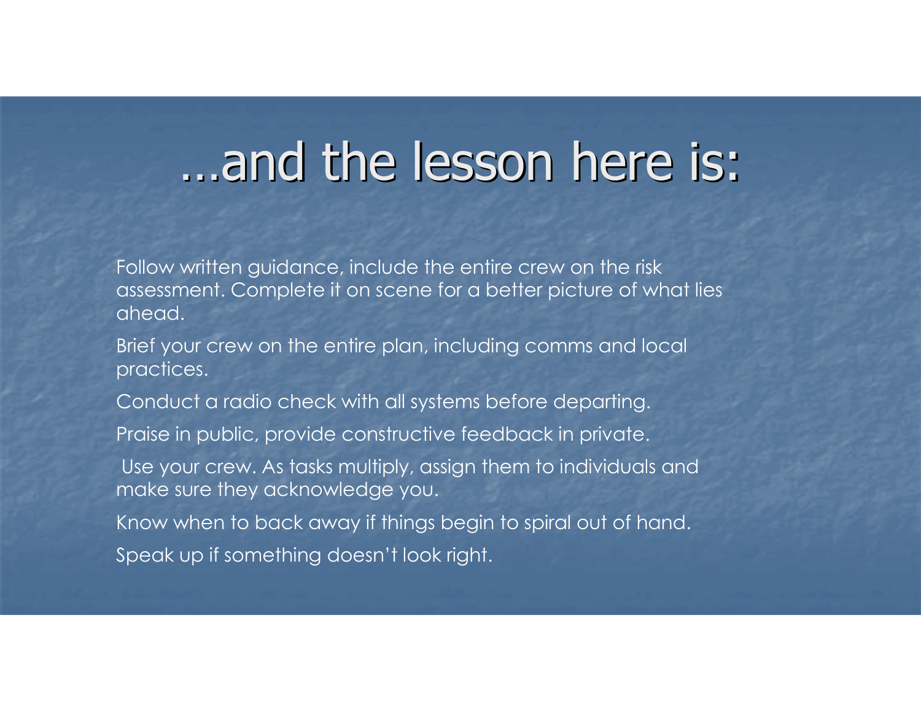# …and the lesson here is:

Follow written guidance, include the entire crew on the risk assessment. Complete it on scene for a better picture of what lies ahead.

Brief your crew on the entire plan, including comms and local practices.

Conduct a radio check with all systems before departing.

Praise in public, provide constructive feedback in private.

Use your crew. As tasks multiply, assign them to individuals and make sure they acknowledge you.

Know when to back away if things begin to spiral out of hand.

Speak up if something doesn't look right.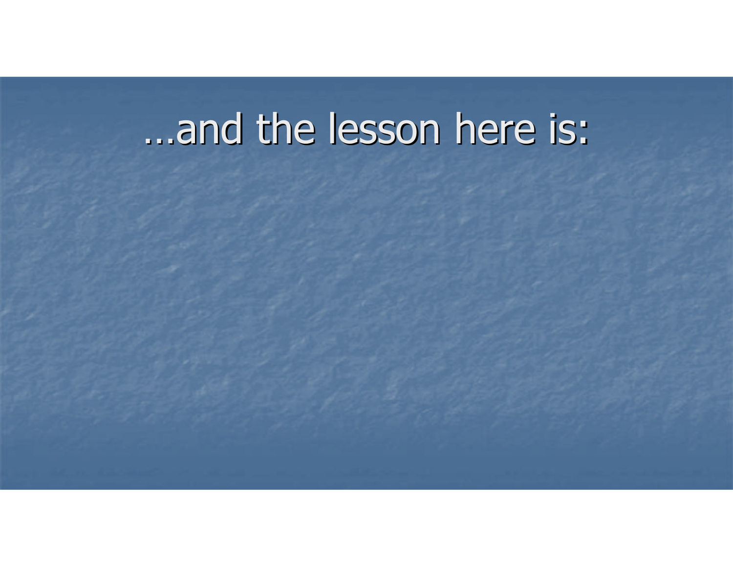# …and the lesson here is: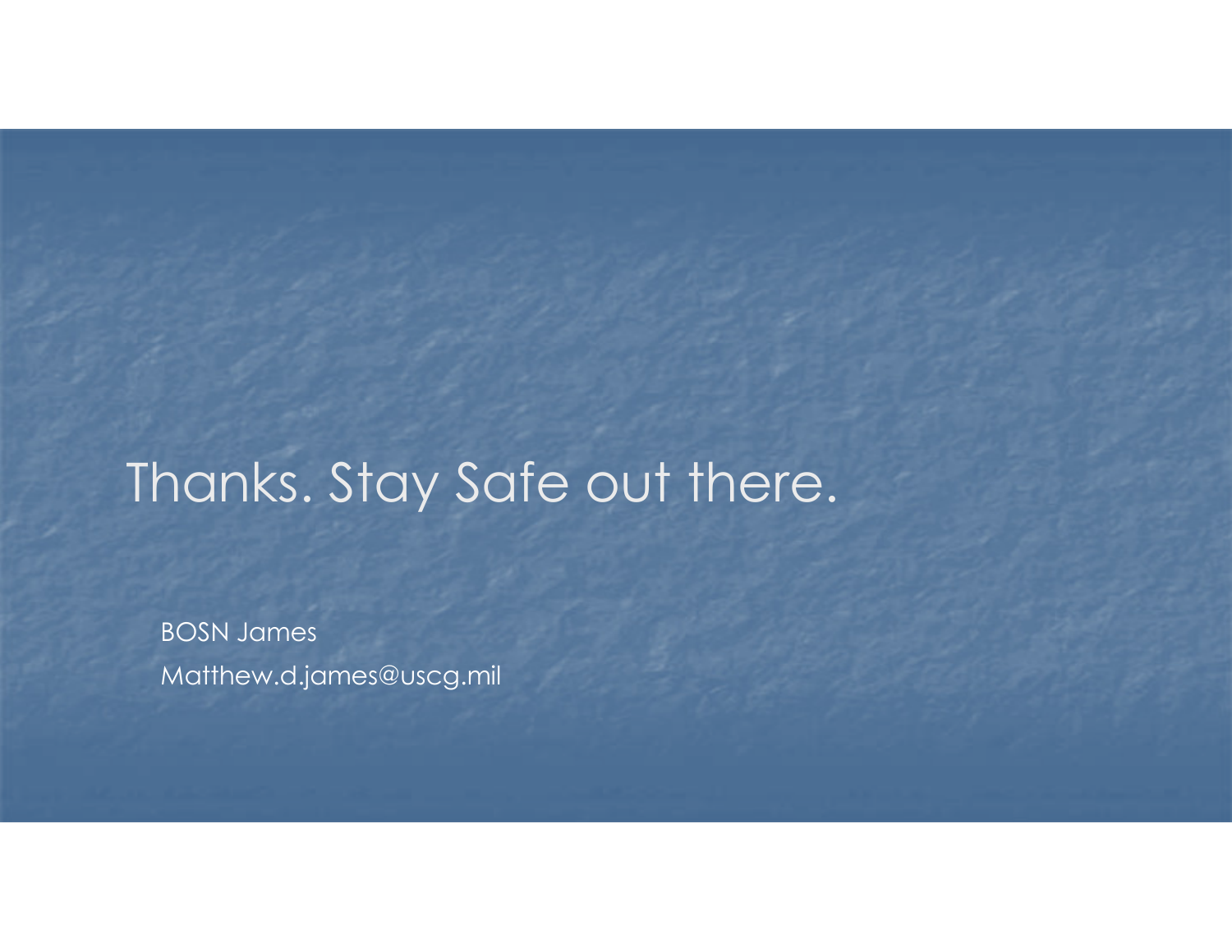# Thanks. Stay Safe out there.

BOSN James

Matthew.d.james@uscg.mil